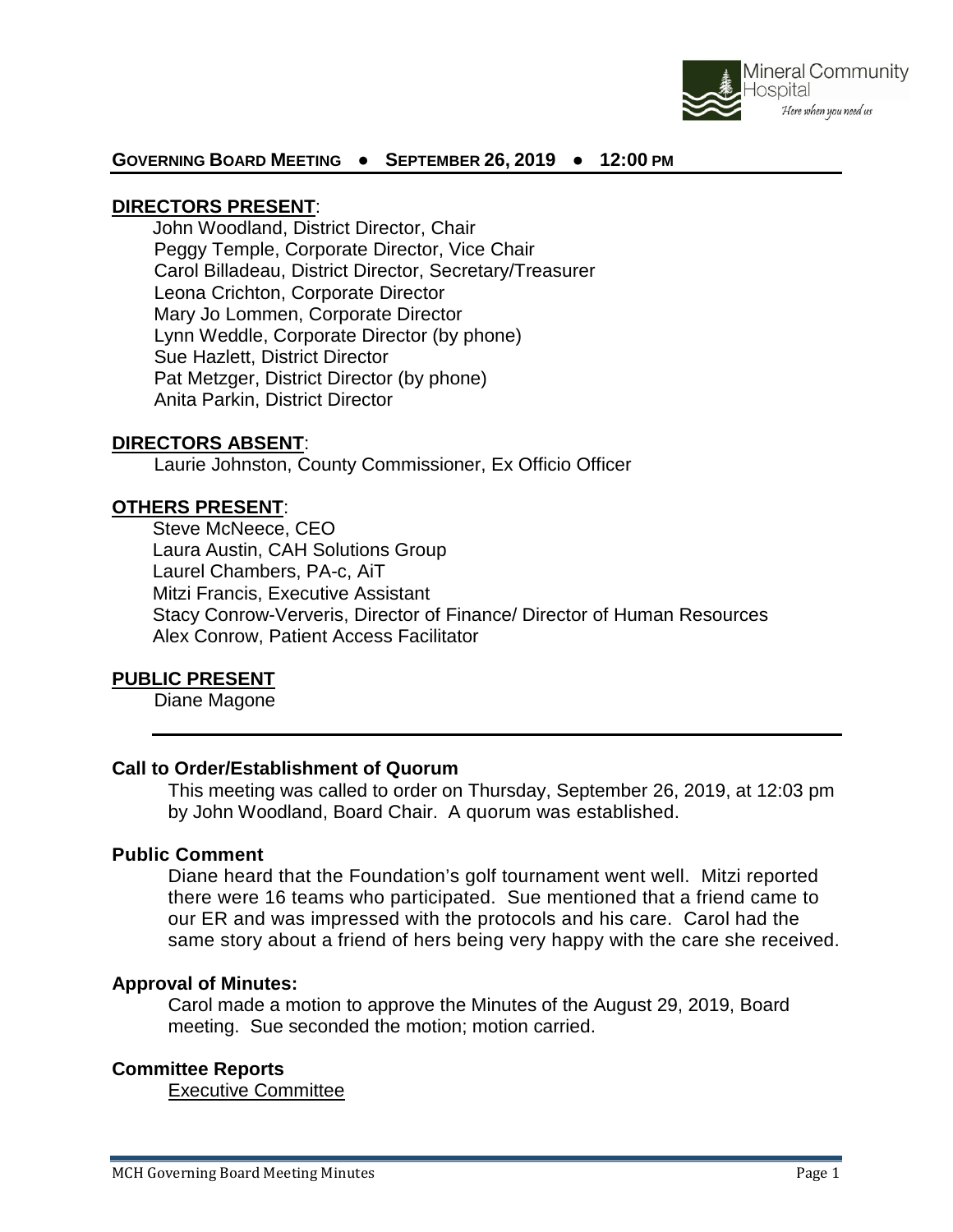Mineral Community Hospital
*Here when you need us*

**GOVERNING BOARD MEETING ● SEPTEMBER 26, 2019 ● 12:00 PM**

**DIRECTORS PRESENT**:

John Woodland, District Director, Chair
Peggy Temple, Corporate Director, Vice Chair
Carol Billadeau, District Director, Secretary/Treasurer
Leona Crichton, Corporate Director
Mary Jo Lommen, Corporate Director
Lynn Weddle, Corporate Director (by phone)
Sue Hazlett, District Director
Pat Metzger, District Director (by phone)
Anita Parkin, District Director

**DIRECTORS ABSENT**:

Laurie Johnston, County Commissioner, Ex Officio Officer

**OTHERS PRESENT**:

Steve McNeece, CEO
Laura Austin, CAH Solutions Group
Laurel Chambers, PA-c, AiT
Mitzi Francis, Executive Assistant
Stacy Conrow-Ververis, Director of Finance/ Director of Human Resources
Alex Conrow, Patient Access Facilitator

**PUBLIC PRESENT**

Diane Magone

---

### Call to Order/Establishment of Quorum

This meeting was called to order on Thursday, September 26, 2019, at 12:03 pm by John Woodland, Board Chair. A quorum was established.

### Public Comment

Diane heard that the Foundation's golf tournament went well. Mitzi reported there were 16 teams who participated. Sue mentioned that a friend came to our ER and was impressed with the protocols and his care. Carol had the same story about a friend of hers being very happy with the care she received.

### Approval of Minutes:

Carol made a motion to approve the Minutes of the August 29, 2019, Board meeting. Sue seconded the motion; motion carried.

### Committee Reports

Executive Committee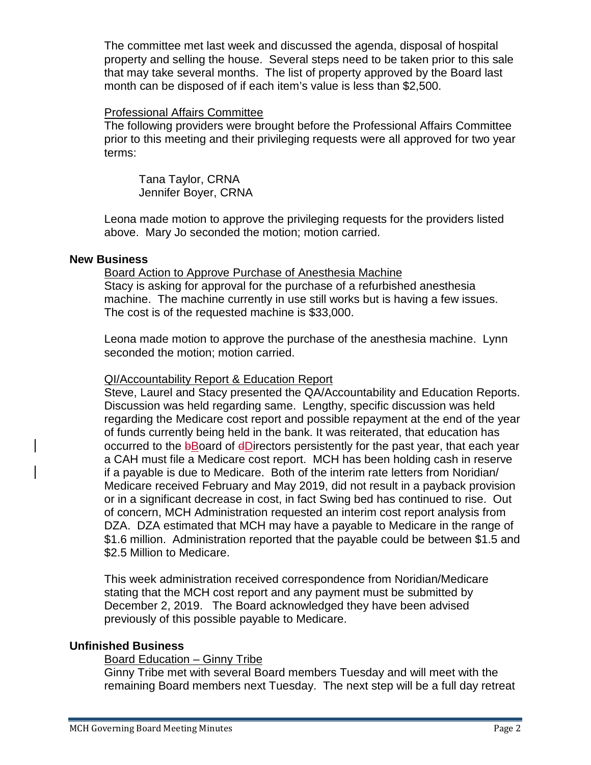The committee met last week and discussed the agenda, disposal of hospital property and selling the house. Several steps need to be taken prior to this sale that may take several months. The list of property approved by the Board last month can be disposed of if each item's value is less than $2,500.

Professional Affairs Committee

The following providers were brought before the Professional Affairs Committee prior to this meeting and their privileging requests were all approved for two year terms:

Tana Taylor, CRNA
Jennifer Boyer, CRNA

Leona made motion to approve the privileging requests for the providers listed above. Mary Jo seconded the motion; motion carried.

**New Business**

Board Action to Approve Purchase of Anesthesia Machine

Stacy is asking for approval for the purchase of a refurbished anesthesia machine. The machine currently in use still works but is having a few issues. The cost is of the requested machine is $33,000.

Leona made motion to approve the purchase of the anesthesia machine. Lynn seconded the motion; motion carried.

QI/Accountability Report & Education Report

Steve, Laurel and Stacy presented the QA/Accountability and Education Reports. Discussion was held regarding same. Lengthy, specific discussion was held regarding the Medicare cost report and possible repayment at the end of the year of funds currently being held in the bank. It was reiterated, that education has occurred to the ~~b~~Board of ~~d~~Directors persistently for the past year, that each year a CAH must file a Medicare cost report. MCH has been holding cash in reserve if a payable is due to Medicare. Both of the interim rate letters from Noridian/ Medicare received February and May 2019, did not result in a payback provision or in a significant decrease in cost, in fact Swing bed has continued to rise. Out of concern, MCH Administration requested an interim cost report analysis from DZA. DZA estimated that MCH may have a payable to Medicare in the range of $1.6 million. Administration reported that the payable could be between $1.5 and $2.5 Million to Medicare.

This week administration received correspondence from Noridian/Medicare stating that the MCH cost report and any payment must be submitted by December 2, 2019. The Board acknowledged they have been advised previously of this possible payable to Medicare.

**Unfinished Business**

Board Education – Ginny Tribe

Ginny Tribe met with several Board members Tuesday and will meet with the remaining Board members next Tuesday. The next step will be a full day retreat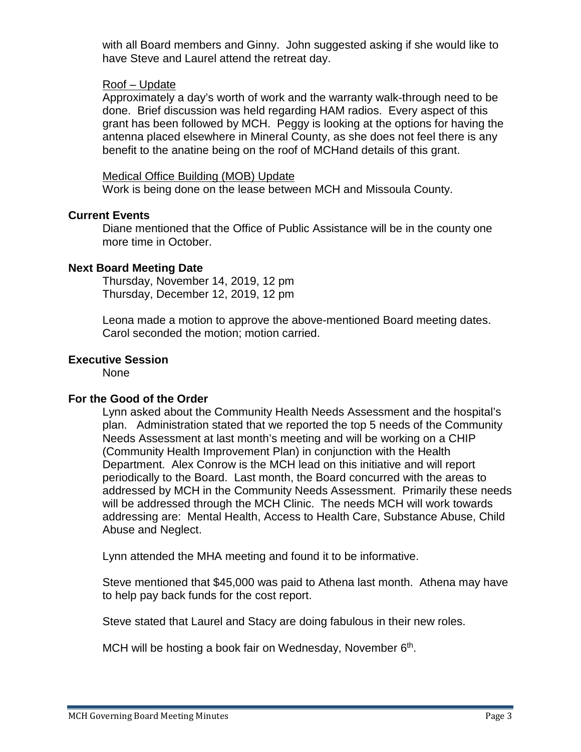with all Board members and Ginny. John suggested asking if she would like to have Steve and Laurel attend the retreat day.

Roof – Update

Approximately a day's worth of work and the warranty walk-through need to be done. Brief discussion was held regarding HAM radios. Every aspect of this grant has been followed by MCH. Peggy is looking at the options for having the antenna placed elsewhere in Mineral County, as she does not feel there is any benefit to the anatine being on the roof of MCHand details of this grant.

Medical Office Building (MOB) Update

Work is being done on the lease between MCH and Missoula County.

**Current Events**

Diane mentioned that the Office of Public Assistance will be in the county one more time in October.

**Next Board Meeting Date**

Thursday, November 14, 2019, 12 pm
Thursday, December 12, 2019, 12 pm

Leona made a motion to approve the above-mentioned Board meeting dates. Carol seconded the motion; motion carried.

**Executive Session**

None

**For the Good of the Order**

Lynn asked about the Community Health Needs Assessment and the hospital's plan. Administration stated that we reported the top 5 needs of the Community Needs Assessment at last month's meeting and will be working on a CHIP (Community Health Improvement Plan) in conjunction with the Health Department. Alex Conrow is the MCH lead on this initiative and will report periodically to the Board. Last month, the Board concurred with the areas to addressed by MCH in the Community Needs Assessment. Primarily these needs will be addressed through the MCH Clinic. The needs MCH will work towards addressing are: Mental Health, Access to Health Care, Substance Abuse, Child Abuse and Neglect.

Lynn attended the MHA meeting and found it to be informative.

Steve mentioned that $45,000 was paid to Athena last month. Athena may have to help pay back funds for the cost report.

Steve stated that Laurel and Stacy are doing fabulous in their new roles.

MCH will be hosting a book fair on Wednesday, November 6th.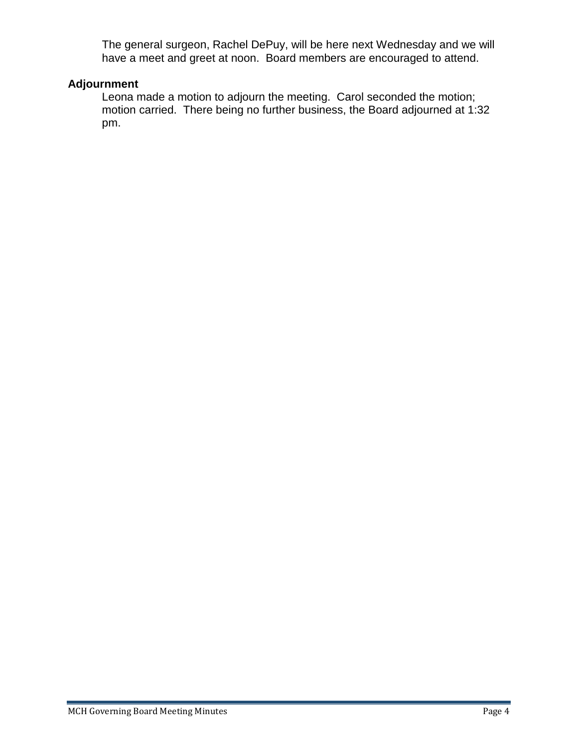The general surgeon, Rachel DePuy, will be here next Wednesday and we will have a meet and greet at noon. Board members are encouraged to attend.

## Adjournment

Leona made a motion to adjourn the meeting. Carol seconded the motion; motion carried. There being no further business, the Board adjourned at 1:32 pm.